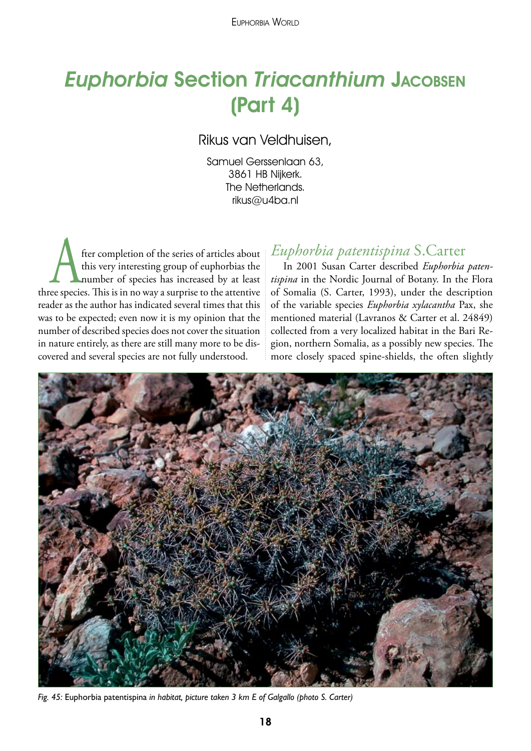# *Euphorbia* Section *Triacanthium* Jacobsen (Part 4)

Rikus van Veldhuisen,

Samuel Gerssenlaan 63,
3861 HB Nijkerk.
The Netherlands.
rikus@u4ba.nl

After completion of the series of articles about this very interesting group of euphorbias the number of species has increased by at least three species. This is in no way a surprise to the attentive reader as the author has indicated several times that this was to be expected; even now it is my opinion that the number of described species does not cover the situation in nature entirely, as there are still many more to be discovered and several species are not fully understood.

## *Euphorbia patentispina* S.Carter

In 2001 Susan Carter described *Euphorbia patentispina* in the Nordic Journal of Botany. In the Flora of Somalia (S. Carter, 1993), under the description of the variable species *Euphorbia xylacantha* Pax, she mentioned material (Lavranos & Carter et al. 24849) collected from a very localized habitat in the Bari Region, northern Somalia, as a possibly new species. The more closely spaced spine-shields, the often slightly

*Fig. 45:* Euphorbia patentispina *in habitat, picture taken 3 km E of Galgallo (photo S. Carter)*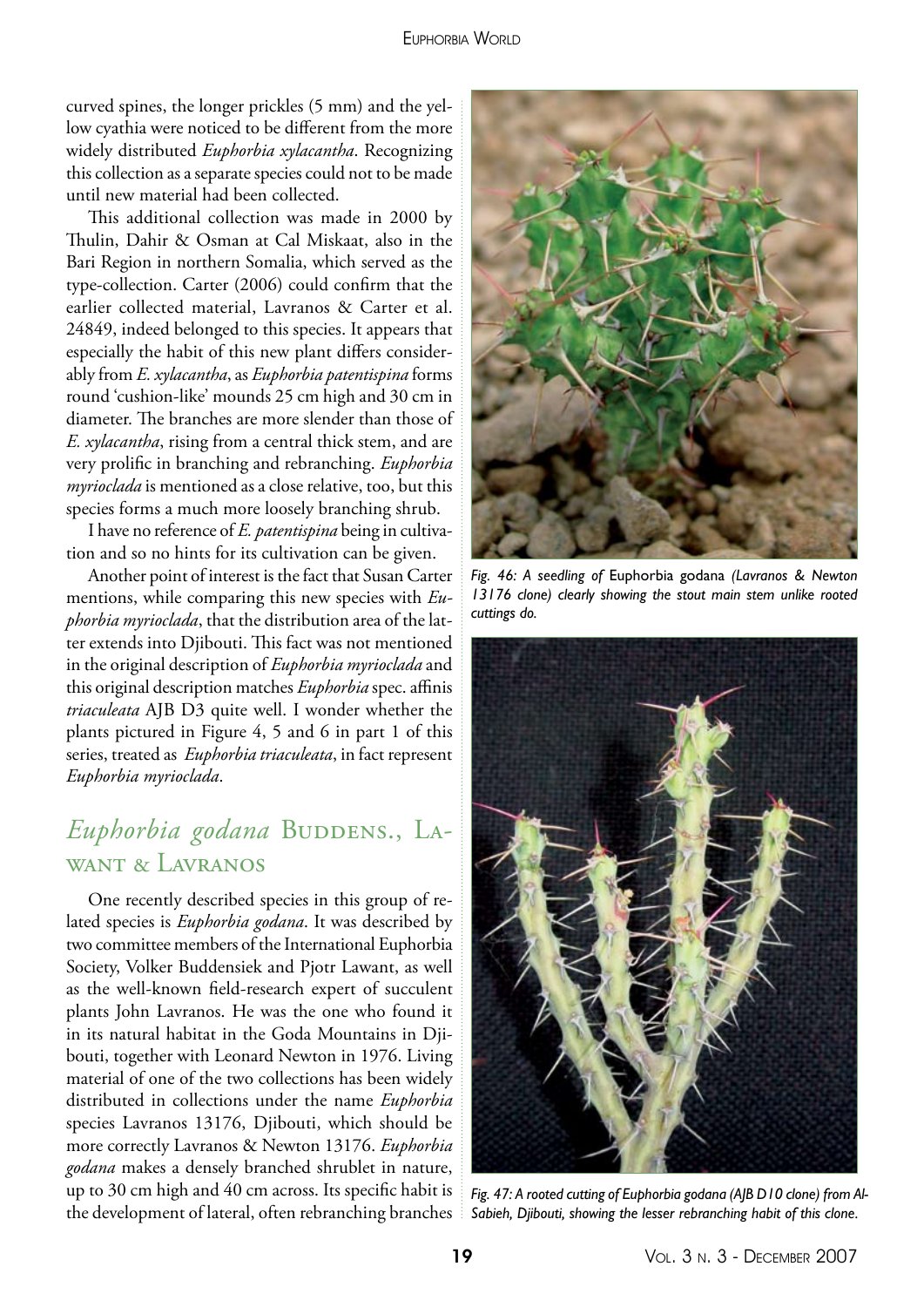curved spines, the longer prickles (5 mm) and the yellow cyathia were noticed to be different from the more widely distributed *Euphorbia xylacantha*. Recognizing this collection as a separate species could not to be made until new material had been collected.

This additional collection was made in 2000 by Thulin, Dahir & Osman at Cal Miskaat, also in the Bari Region in northern Somalia, which served as the type-collection. Carter (2006) could confirm that the earlier collected material, Lavranos & Carter et al. 24849, indeed belonged to this species. It appears that especially the habit of this new plant differs considerably from *E. xylacantha*, as *Euphorbia patentispina* forms round 'cushion-like' mounds 25 cm high and 30 cm in diameter. The branches are more slender than those of *E. xylacantha*, rising from a central thick stem, and are very prolific in branching and rebranching. *Euphorbia myrioclada* is mentioned as a close relative, too, but this species forms a much more loosely branching shrub.

I have no reference of *E. patentispina* being in cultivation and so no hints for its cultivation can be given.

Another point of interest is the fact that Susan Carter mentions, while comparing this new species with *Euphorbia myrioclada*, that the distribution area of the latter extends into Djibouti. This fact was not mentioned in the original description of *Euphorbia myrioclada* and this original description matches *Euphorbia* spec. affinis *triaculeata* AJB D3 quite well. I wonder whether the plants pictured in Figure 4, 5 and 6 in part 1 of this series, treated as *Euphorbia triaculeata*, in fact represent *Euphorbia myrioclada*.

## *Euphorbia godana* Buddens., Lawant & Lavranos

One recently described species in this group of related species is *Euphorbia godana*. It was described by two committee members of the International Euphorbia Society, Volker Buddensiek and Pjotr Lawant, as well as the well-known field-research expert of succulent plants John Lavranos. He was the one who found it in its natural habitat in the Goda Mountains in Djibouti, together with Leonard Newton in 1976. Living material of one of the two collections has been widely distributed in collections under the name *Euphorbia* species Lavranos 13176, Djibouti, which should be more correctly Lavranos & Newton 13176. *Euphorbia godana* makes a densely branched shrublet in nature, up to 30 cm high and 40 cm across. Its specific habit is the development of lateral, often rebranching branches

*Fig. 46: A seedling of* Euphorbia godana *(Lavranos & Newton 13176 clone) clearly showing the stout main stem unlike rooted cuttings do.*

*Fig. 47: A rooted cutting of Euphorbia godana (AJB D10 clone) from Al-Sabieh, Djibouti, showing the lesser rebranching habit of this clone.*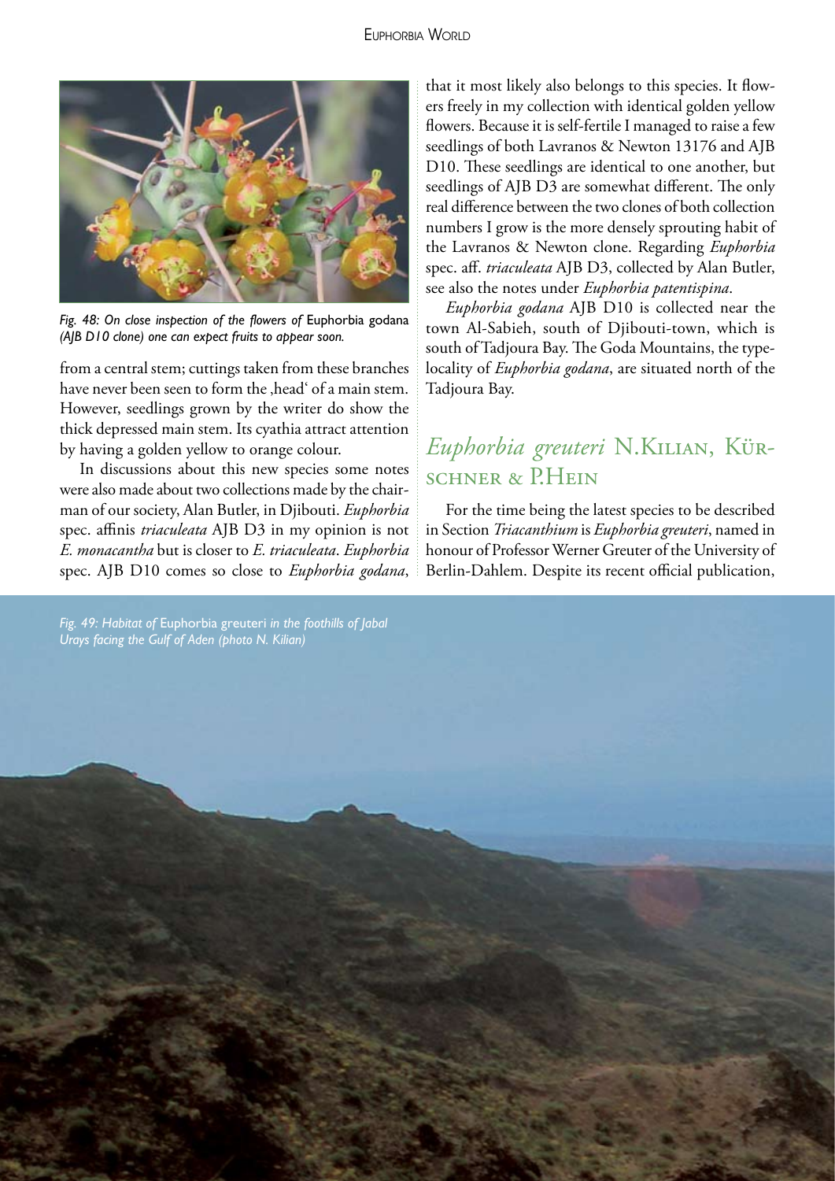*Fig. 48: On close inspection of the flowers of* Euphorbia godana *(AJB D10 clone) one can expect fruits to appear soon.*

from a central stem; cuttings taken from these branches have never been seen to form the ‚head' of a main stem. However, seedlings grown by the writer do show the thick depressed main stem. Its cyathia attract attention by having a golden yellow to orange colour.

In discussions about this new species some notes were also made about two collections made by the chairman of our society, Alan Butler, in Djibouti. *Euphorbia* spec. affinis *triaculeata* AJB D3 in my opinion is not *E. monacantha* but is closer to *E. triaculeata*. *Euphorbia* spec. AJB D10 comes so close to *Euphorbia godana*, that it most likely also belongs to this species. It flowers freely in my collection with identical golden yellow flowers. Because it is self-fertile I managed to raise a few seedlings of both Lavranos & Newton 13176 and AJB D10. These seedlings are identical to one another, but seedlings of AJB D3 are somewhat different. The only real difference between the two clones of both collection numbers I grow is the more densely sprouting habit of the Lavranos & Newton clone. Regarding *Euphorbia* spec. aff. *triaculeata* AJB D3, collected by Alan Butler, see also the notes under *Euphorbia patentispina*.

*Euphorbia godana* AJB D10 is collected near the town Al-Sabieh, south of Djibouti-town, which is south of Tadjoura Bay. The Goda Mountains, the type-locality of *Euphorbia godana*, are situated north of the Tadjoura Bay.

## *Euphorbia greuteri* N.Kilian, Kürschner & P.Hein

For the time being the latest species to be described in Section *Triacanthium* is *Euphorbia greuteri*, named in honour of Professor Werner Greuter of the University of Berlin-Dahlem. Despite its recent official publication,

*Fig. 49: Habitat of* Euphorbia greuteri *in the foothills of Jabal Urays facing the Gulf of Aden (photo N. Kilian)*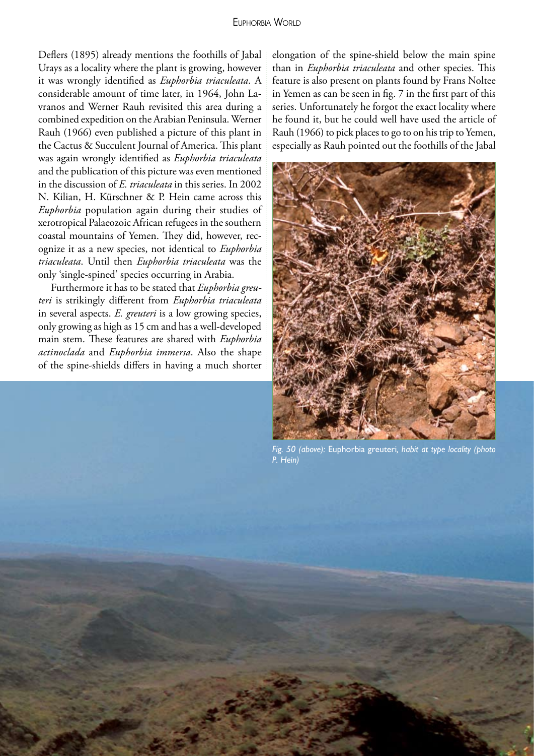Deflers (1895) already mentions the foothills of Jabal Urays as a locality where the plant is growing, however it was wrongly identified as *Euphorbia triaculeata*. A considerable amount of time later, in 1964, John Lavranos and Werner Rauh revisited this area during a combined expedition on the Arabian Peninsula. Werner Rauh (1966) even published a picture of this plant in the Cactus & Succulent Journal of America. This plant was again wrongly identified as *Euphorbia triaculeata* and the publication of this picture was even mentioned in the discussion of *E. triaculeata* in this series. In 2002 N. Kilian, H. Kürschner & P. Hein came across this *Euphorbia* population again during their studies of xerotropical Palaeozoic African refugees in the southern coastal mountains of Yemen. They did, however, recognize it as a new species, not identical to *Euphorbia triaculeata*. Until then *Euphorbia triaculeata* was the only 'single-spined' species occurring in Arabia.

Furthermore it has to be stated that *Euphorbia greuteri* is strikingly different from *Euphorbia triaculeata* in several aspects. *E. greuteri* is a low growing species, only growing as high as 15 cm and has a well-developed main stem. These features are shared with *Euphorbia actinoclada* and *Euphorbia immersa*. Also the shape of the spine-shields differs in having a much shorter elongation of the spine-shield below the main spine than in *Euphorbia triaculeata* and other species. This feature is also present on plants found by Frans Noltee in Yemen as can be seen in fig. 7 in the first part of this series. Unfortunately he forgot the exact locality where he found it, but he could well have used the article of Rauh (1966) to pick places to go to on his trip to Yemen, especially as Rauh pointed out the foothills of the Jabal

*Fig. 50 (above):* Euphorbia greuteri, *habit at type locality (photo P. Hein)*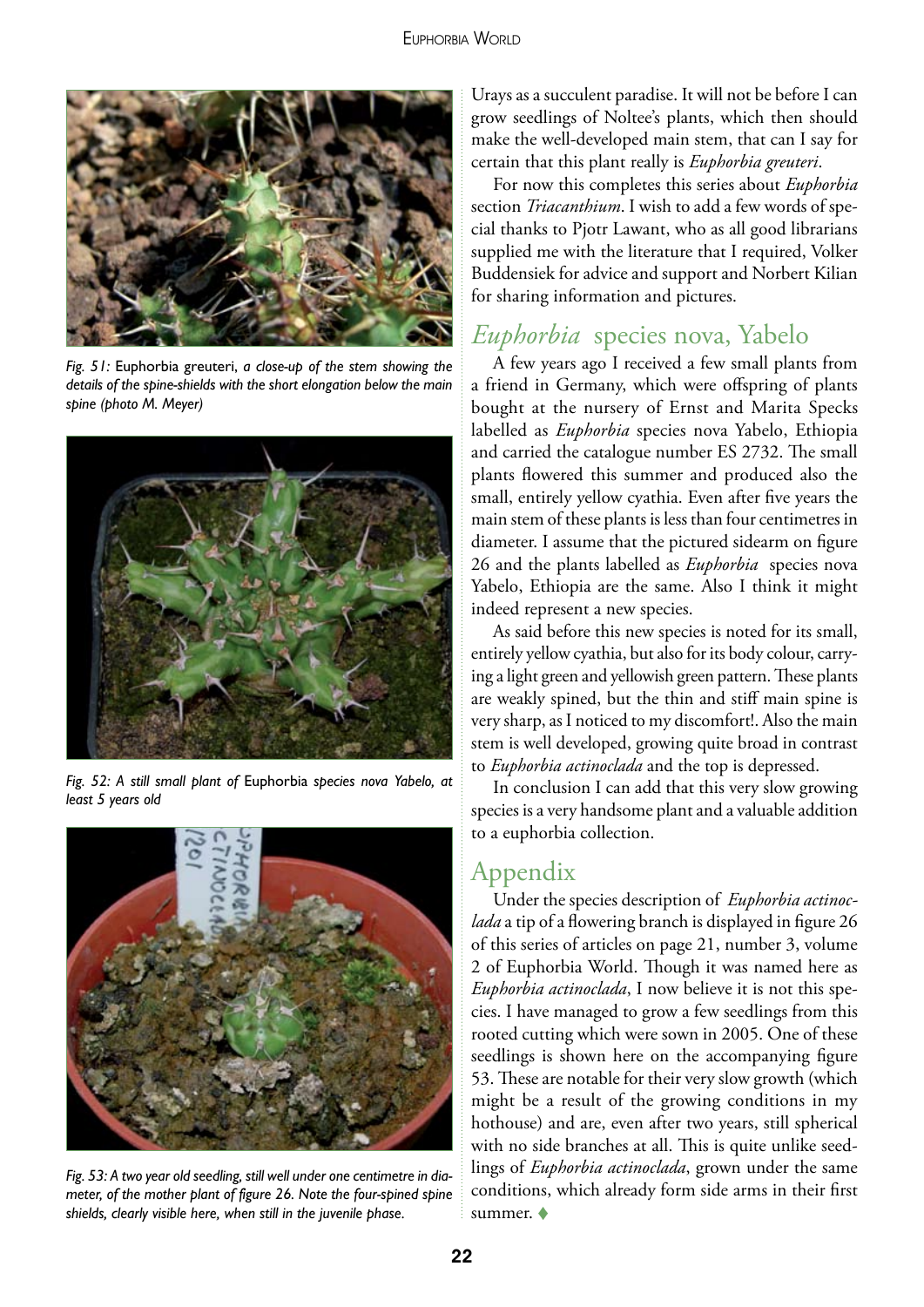*Fig. 51:* Euphorbia greuteri, *a close-up of the stem showing the details of the spine-shields with the short elongation below the main spine (photo M. Meyer)*

*Fig. 52: A still small plant of* Euphorbia *species nova Yabelo, at least 5 years old*

*Fig. 53: A two year old seedling, still well under one centimetre in diameter, of the mother plant of figure 26. Note the four-spined spine shields, clearly visible here, when still in the juvenile phase.*

Urays as a succulent paradise. It will not be before I can grow seedlings of Noltee's plants, which then should make the well-developed main stem, that can I say for certain that this plant really is *Euphorbia greuteri*.

For now this completes this series about *Euphorbia* section *Triacanthium*. I wish to add a few words of special thanks to Pjotr Lawant, who as all good librarians supplied me with the literature that I required, Volker Buddensiek for advice and support and Norbert Kilian for sharing information and pictures.

## *Euphorbia* species nova, Yabelo

A few years ago I received a few small plants from a friend in Germany, which were offspring of plants bought at the nursery of Ernst and Marita Specks labelled as *Euphorbia* species nova Yabelo, Ethiopia and carried the catalogue number ES 2732. The small plants flowered this summer and produced also the small, entirely yellow cyathia. Even after five years the main stem of these plants is less than four centimetres in diameter. I assume that the pictured sidearm on figure 26 and the plants labelled as *Euphorbia* species nova Yabelo, Ethiopia are the same. Also I think it might indeed represent a new species.

As said before this new species is noted for its small, entirely yellow cyathia, but also for its body colour, carrying a light green and yellowish green pattern. These plants are weakly spined, but the thin and stiff main spine is very sharp, as I noticed to my discomfort!. Also the main stem is well developed, growing quite broad in contrast to *Euphorbia actinoclada* and the top is depressed.

In conclusion I can add that this very slow growing species is a very handsome plant and a valuable addition to a euphorbia collection.

## Appendix

Under the species description of *Euphorbia actinoclada* a tip of a flowering branch is displayed in figure 26 of this series of articles on page 21, number 3, volume 2 of Euphorbia World. Though it was named here as *Euphorbia actinoclada*, I now believe it is not this species. I have managed to grow a few seedlings from this rooted cutting which were sown in 2005. One of these seedlings is shown here on the accompanying figure 53. These are notable for their very slow growth (which might be a result of the growing conditions in my hothouse) and are, even after two years, still spherical with no side branches at all. This is quite unlike seedlings of *Euphorbia actinoclada*, grown under the same conditions, which already form side arms in their first summer. ♦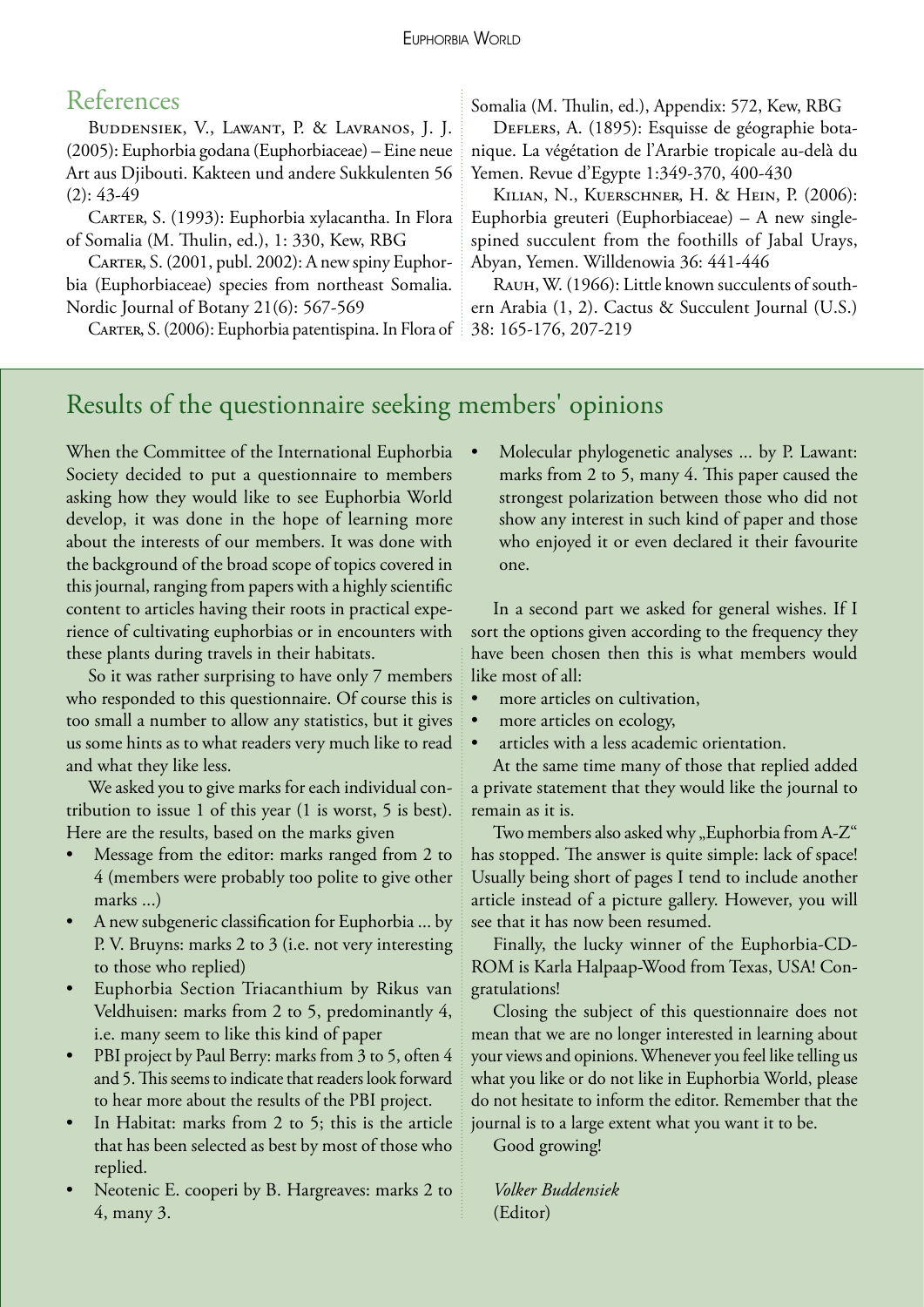## References

Buddensiek, V., Lawant, P. & Lavranos, J. J. (2005): Euphorbia godana (Euphorbiaceae) – Eine neue Art aus Djibouti. Kakteen und andere Sukkulenten 56 (2): 43-49

Carter, S. (1993): Euphorbia xylacantha. In Flora of Somalia (M. Thulin, ed.), 1: 330, Kew, RBG

Carter, S. (2001, publ. 2002): A new spiny Euphorbia (Euphorbiaceae) species from northeast Somalia. Nordic Journal of Botany 21(6): 567-569

Carter, S. (2006): Euphorbia patentispina. In Flora of Somalia (M. Thulin, ed.), Appendix: 572, Kew, RBG

Deflers, A. (1895): Esquisse de géographie botanique. La végétation de l'Ararbie tropicale au-delà du Yemen. Revue d'Egypte 1:349-370, 400-430

Kilian, N., Kuerschner, H. & Hein, P. (2006): Euphorbia greuteri (Euphorbiaceae) – A new single-spined succulent from the foothills of Jabal Urays, Abyan, Yemen. Willdenowia 36: 441-446

Rauh, W. (1966): Little known succulents of southern Arabia (1, 2). Cactus & Succulent Journal (U.S.) 38: 165-176, 207-219

## Results of the questionnaire seeking members' opinions

When the Committee of the International Euphorbia Society decided to put a questionnaire to members asking how they would like to see Euphorbia World develop, it was done in the hope of learning more about the interests of our members. It was done with the background of the broad scope of topics covered in this journal, ranging from papers with a highly scientific content to articles having their roots in practical experience of cultivating euphorbias or in encounters with these plants during travels in their habitats.

So it was rather surprising to have only 7 members who responded to this questionnaire. Of course this is too small a number to allow any statistics, but it gives us some hints as to what readers very much like to read and what they like less.

We asked you to give marks for each individual contribution to issue 1 of this year (1 is worst, 5 is best). Here are the results, based on the marks given

- Message from the editor: marks ranged from 2 to 4 (members were probably too polite to give other marks ...)
- A new subgeneric classification for Euphorbia ... by P. V. Bruyns: marks 2 to 3 (i.e. not very interesting to those who replied)
- Euphorbia Section Triacanthium by Rikus van Veldhuisen: marks from 2 to 5, predominantly 4, i.e. many seem to like this kind of paper
- PBI project by Paul Berry: marks from 3 to 5, often 4 and 5. This seems to indicate that readers look forward to hear more about the results of the PBI project.
- In Habitat: marks from 2 to 5; this is the article that has been selected as best by most of those who replied.
- Neotenic E. cooperi by B. Hargreaves: marks 2 to 4, many 3.
- Molecular phylogenetic analyses ... by P. Lawant: marks from 2 to 5, many 4. This paper caused the strongest polarization between those who did not show any interest in such kind of paper and those who enjoyed it or even declared it their favourite one.

In a second part we asked for general wishes. If I sort the options given according to the frequency they have been chosen then this is what members would like most of all:

- more articles on cultivation,
- more articles on ecology,
- articles with a less academic orientation.

At the same time many of those that replied added a private statement that they would like the journal to remain as it is.

Two members also asked why „Euphorbia from A-Z" has stopped. The answer is quite simple: lack of space! Usually being short of pages I tend to include another article instead of a picture gallery. However, you will see that it has now been resumed.

Finally, the lucky winner of the Euphorbia-CD-ROM is Karla Halpaap-Wood from Texas, USA! Congratulations!

Closing the subject of this questionnaire does not mean that we are no longer interested in learning about your views and opinions. Whenever you feel like telling us what you like or do not like in Euphorbia World, please do not hesitate to inform the editor. Remember that the journal is to a large extent what you want it to be.

Good growing!

*Volker Buddensiek*
(Editor)